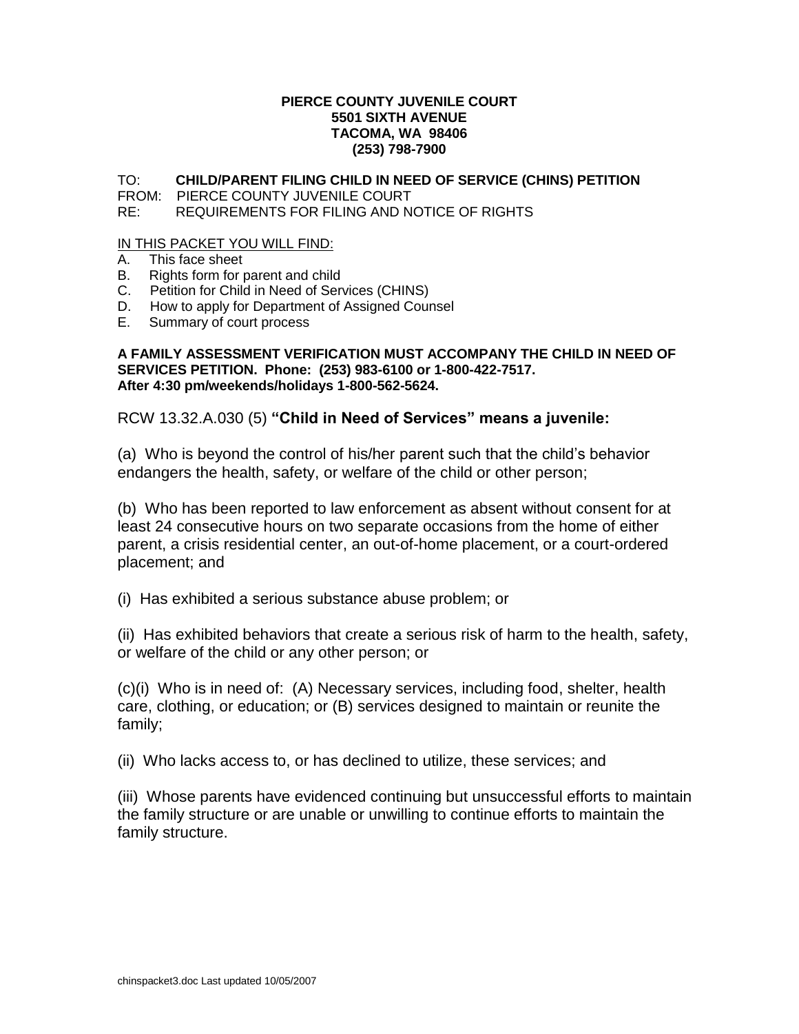**PIERCE COUNTY JUVENILE COURT**
**5501 SIXTH AVENUE**
**TACOMA, WA 98406**
**(253) 798-7900**

TO: **CHILD/PARENT FILING CHILD IN NEED OF SERVICE (CHINS) PETITION**
FROM: PIERCE COUNTY JUVENILE COURT
RE: REQUIREMENTS FOR FILING AND NOTICE OF RIGHTS

IN THIS PACKET YOU WILL FIND:

A. This face sheet
B. Rights form for parent and child
C. Petition for Child in Need of Services (CHINS)
D. How to apply for Department of Assigned Counsel
E. Summary of court process

**A FAMILY ASSESSMENT VERIFICATION MUST ACCOMPANY THE CHILD IN NEED OF SERVICES PETITION. Phone: (253) 983-6100 or 1-800-422-7517. After 4:30 pm/weekends/holidays 1-800-562-5624.**

RCW 13.32.A.030 (5) **"Child in Need of Services" means a juvenile:**

(a) Who is beyond the control of his/her parent such that the child's behavior endangers the health, safety, or welfare of the child or other person;

(b) Who has been reported to law enforcement as absent without consent for at least 24 consecutive hours on two separate occasions from the home of either parent, a crisis residential center, an out-of-home placement, or a court-ordered placement; and

(i) Has exhibited a serious substance abuse problem; or

(ii) Has exhibited behaviors that create a serious risk of harm to the health, safety, or welfare of the child or any other person; or

(c)(i) Who is in need of: (A) Necessary services, including food, shelter, health care, clothing, or education; or (B) services designed to maintain or reunite the family;

(ii) Who lacks access to, or has declined to utilize, these services; and

(iii) Whose parents have evidenced continuing but unsuccessful efforts to maintain the family structure or are unable or unwilling to continue efforts to maintain the family structure.

chinspacket3.doc Last updated 10/05/2007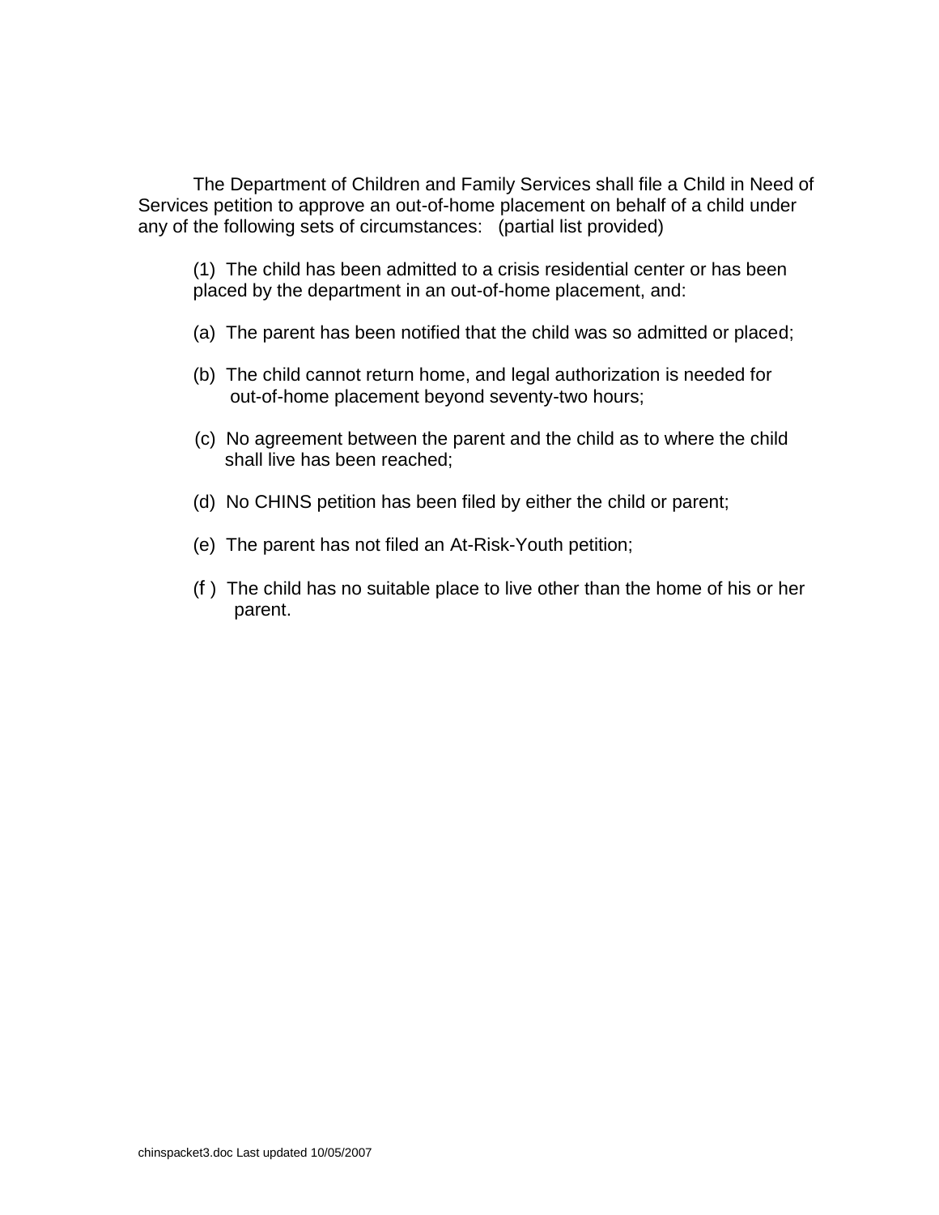The Department of Children and Family Services shall file a Child in Need of Services petition to approve an out-of-home placement on behalf of a child under any of the following sets of circumstances: (partial list provided)

(1) The child has been admitted to a crisis residential center or has been placed by the department in an out-of-home placement, and:

(a) The parent has been notified that the child was so admitted or placed;

(b) The child cannot return home, and legal authorization is needed for out-of-home placement beyond seventy-two hours;

(c) No agreement between the parent and the child as to where the child shall live has been reached;

(d) No CHINS petition has been filed by either the child or parent;

(e) The parent has not filed an At-Risk-Youth petition;

(f ) The child has no suitable place to live other than the home of his or her parent.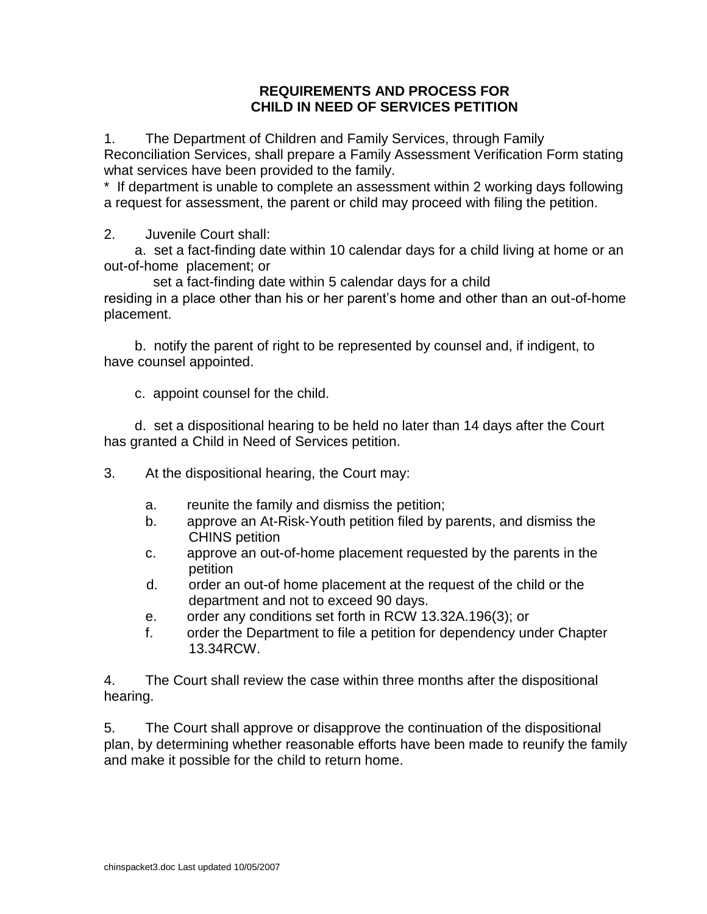# REQUIREMENTS AND PROCESS FOR CHILD IN NEED OF SERVICES PETITION

1. The Department of Children and Family Services, through Family Reconciliation Services, shall prepare a Family Assessment Verification Form stating what services have been provided to the family.

   * If department is unable to complete an assessment within 2 working days following a request for assessment, the parent or child may proceed with filing the petition.

2. Juvenile Court shall:

   a. set a fact-finding date within 10 calendar days for a child living at home or an out-of-home placement; or

      set a fact-finding date within 5 calendar days for a child residing in a place other than his or her parent's home and other than an out-of-home placement.

   b. notify the parent of right to be represented by counsel and, if indigent, to have counsel appointed.

   c. appoint counsel for the child.

   d. set a dispositional hearing to be held no later than 14 days after the Court has granted a Child in Need of Services petition.

3. At the dispositional hearing, the Court may:

   a. reunite the family and dismiss the petition;
   b. approve an At-Risk-Youth petition filed by parents, and dismiss the CHINS petition
   c. approve an out-of-home placement requested by the parents in the petition
   d. order an out-of home placement at the request of the child or the department and not to exceed 90 days.
   e. order any conditions set forth in RCW 13.32A.196(3); or
   f. order the Department to file a petition for dependency under Chapter 13.34RCW.

4. The Court shall review the case within three months after the dispositional hearing.

5. The Court shall approve or disapprove the continuation of the dispositional plan, by determining whether reasonable efforts have been made to reunify the family and make it possible for the child to return home.

chinspacket3.doc Last updated 10/05/2007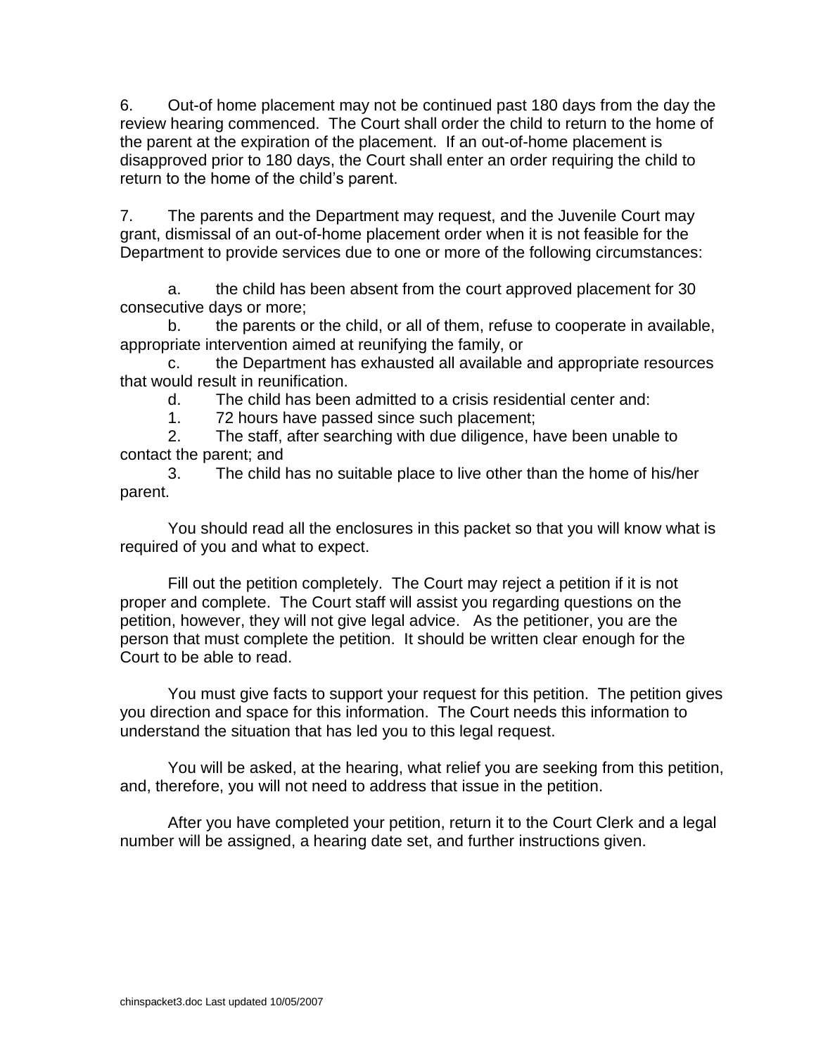6. Out-of home placement may not be continued past 180 days from the day the review hearing commenced. The Court shall order the child to return to the home of the parent at the expiration of the placement. If an out-of-home placement is disapproved prior to 180 days, the Court shall enter an order requiring the child to return to the home of the child's parent.

7. The parents and the Department may request, and the Juvenile Court may grant, dismissal of an out-of-home placement order when it is not feasible for the Department to provide services due to one or more of the following circumstances:

a. the child has been absent from the court approved placement for 30 consecutive days or more;

b. the parents or the child, or all of them, refuse to cooperate in available, appropriate intervention aimed at reunifying the family, or

c. the Department has exhausted all available and appropriate resources that would result in reunification.

d. The child has been admitted to a crisis residential center and:

1. 72 hours have passed since such placement;

2. The staff, after searching with due diligence, have been unable to contact the parent; and

3. The child has no suitable place to live other than the home of his/her parent.

You should read all the enclosures in this packet so that you will know what is required of you and what to expect.

Fill out the petition completely. The Court may reject a petition if it is not proper and complete. The Court staff will assist you regarding questions on the petition, however, they will not give legal advice. As the petitioner, you are the person that must complete the petition. It should be written clear enough for the Court to be able to read.

You must give facts to support your request for this petition. The petition gives you direction and space for this information. The Court needs this information to understand the situation that has led you to this legal request.

You will be asked, at the hearing, what relief you are seeking from this petition, and, therefore, you will not need to address that issue in the petition.

After you have completed your petition, return it to the Court Clerk and a legal number will be assigned, a hearing date set, and further instructions given.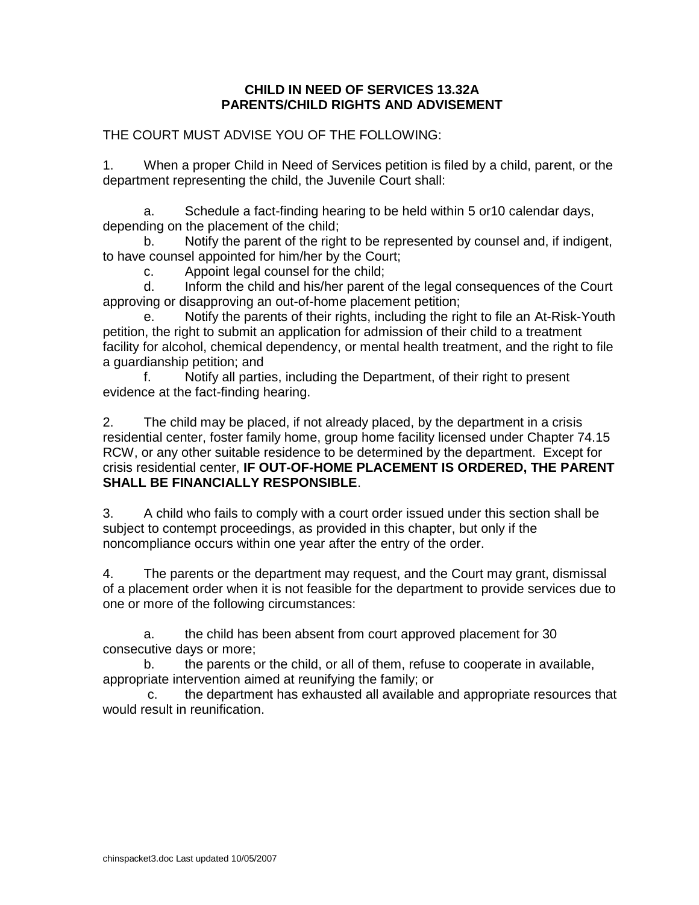**CHILD IN NEED OF SERVICES 13.32A**
**PARENTS/CHILD RIGHTS AND ADVISEMENT**

THE COURT MUST ADVISE YOU OF THE FOLLOWING:

1. When a proper Child in Need of Services petition is filed by a child, parent, or the department representing the child, the Juvenile Court shall:

   a. Schedule a fact-finding hearing to be held within 5 or10 calendar days, depending on the placement of the child;

   b. Notify the parent of the right to be represented by counsel and, if indigent, to have counsel appointed for him/her by the Court;

   c. Appoint legal counsel for the child;

   d. Inform the child and his/her parent of the legal consequences of the Court approving or disapproving an out-of-home placement petition;

   e. Notify the parents of their rights, including the right to file an At-Risk-Youth petition, the right to submit an application for admission of their child to a treatment facility for alcohol, chemical dependency, or mental health treatment, and the right to file a guardianship petition; and

   f. Notify all parties, including the Department, of their right to present evidence at the fact-finding hearing.

2. The child may be placed, if not already placed, by the department in a crisis residential center, foster family home, group home facility licensed under Chapter 74.15 RCW, or any other suitable residence to be determined by the department. Except for crisis residential center, **IF OUT-OF-HOME PLACEMENT IS ORDERED, THE PARENT SHALL BE FINANCIALLY RESPONSIBLE**.

3. A child who fails to comply with a court order issued under this section shall be subject to contempt proceedings, as provided in this chapter, but only if the noncompliance occurs within one year after the entry of the order.

4. The parents or the department may request, and the Court may grant, dismissal of a placement order when it is not feasible for the department to provide services due to one or more of the following circumstances:

   a. the child has been absent from court approved placement for 30 consecutive days or more;

   b. the parents or the child, or all of them, refuse to cooperate in available, appropriate intervention aimed at reunifying the family; or

   c. the department has exhausted all available and appropriate resources that would result in reunification.

chinspacket3.doc Last updated 10/05/2007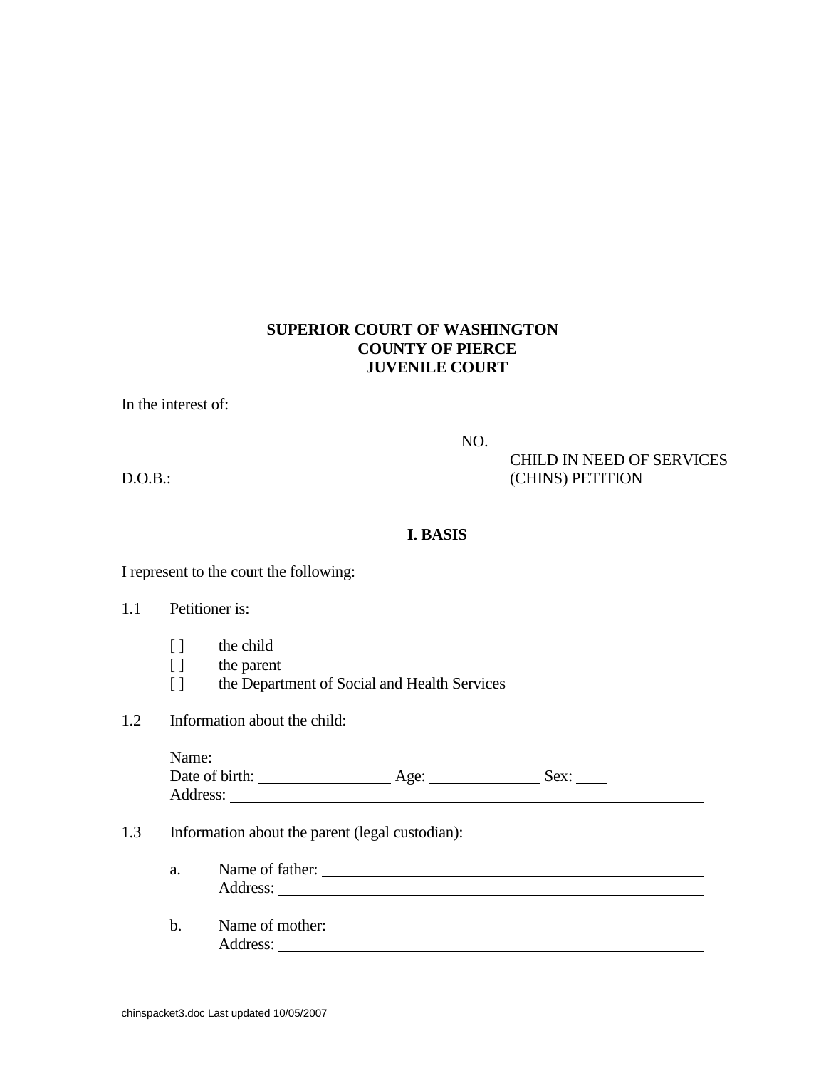**SUPERIOR COURT OF WASHINGTON**
**COUNTY OF PIERCE**
**JUVENILE COURT**

In the interest of:

\_\_\_\_\_\_\_\_\_\_\_\_\_\_\_\_\_\_\_\_\_\_\_\_\_\_\_\_\_\_\_\_ NO.

D.O.B.: \_\_\_\_\_\_\_\_\_\_\_\_\_\_\_\_\_\_\_\_\_\_\_\_\_\_

CHILD IN NEED OF SERVICES (CHINS) PETITION

## I. BASIS

I represent to the court the following:

1.1 Petitioner is:

[ ] the child
[ ] the parent
[ ] the Department of Social and Health Services

1.2 Information about the child:

Name: \_\_\_\_\_\_\_\_\_\_\_\_\_\_\_\_\_\_\_\_\_\_\_\_\_\_\_\_\_\_\_\_\_\_\_\_\_\_\_\_\_\_\_\_\_\_
Date of birth: \_\_\_\_\_\_\_\_\_\_\_\_\_\_ Age: \_\_\_\_\_\_\_\_\_\_\_\_ Sex: \_\_\_\_
Address: \_\_\_\_\_\_\_\_\_\_\_\_\_\_\_\_\_\_\_\_\_\_\_\_\_\_\_\_\_\_\_\_\_\_\_\_\_\_\_\_\_\_\_\_\_\_\_\_\_\_

1.3 Information about the parent (legal custodian):

a. Name of father: \_\_\_\_\_\_\_\_\_\_\_\_\_\_\_\_\_\_\_\_\_\_\_\_\_\_\_\_\_\_\_\_\_\_\_\_\_\_\_\_
Address: \_\_\_\_\_\_\_\_\_\_\_\_\_\_\_\_\_\_\_\_\_\_\_\_\_\_\_\_\_\_\_\_\_\_\_\_\_\_\_\_\_\_\_\_\_\_

b. Name of mother: \_\_\_\_\_\_\_\_\_\_\_\_\_\_\_\_\_\_\_\_\_\_\_\_\_\_\_\_\_\_\_\_\_\_\_\_\_\_\_
Address: \_\_\_\_\_\_\_\_\_\_\_\_\_\_\_\_\_\_\_\_\_\_\_\_\_\_\_\_\_\_\_\_\_\_\_\_\_\_\_\_\_\_\_\_\_\_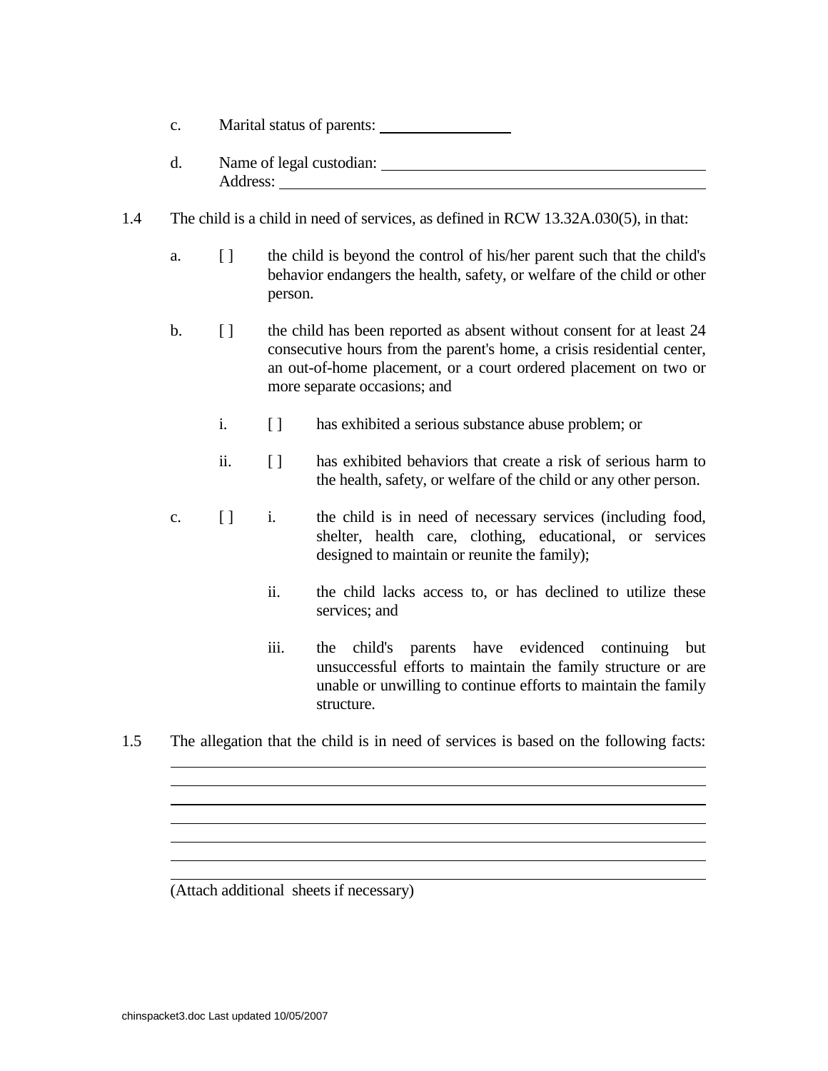c. Marital status of parents: \_\_\_\_\_\_\_\_\_\_\_\_\_\_\_\_

d. Name of legal custodian: \_\_\_\_\_\_\_\_\_\_\_\_\_\_\_\_\_\_\_\_\_\_\_\_\_\_\_\_\_\_\_\_\_\_\_\_\_\_\_\_
Address: \_\_\_\_\_\_\_\_\_\_\_\_\_\_\_\_\_\_\_\_\_\_\_\_\_\_\_\_\_\_\_\_\_\_\_\_\_\_\_\_\_\_\_\_\_\_\_\_\_\_\_\_\_\_

1.4 The child is a child in need of services, as defined in RCW 13.32A.030(5), in that:

a. [ ] the child is beyond the control of his/her parent such that the child's behavior endangers the health, safety, or welfare of the child or other person.

b. [ ] the child has been reported as absent without consent for at least 24 consecutive hours from the parent's home, a crisis residential center, an out-of-home placement, or a court ordered placement on two or more separate occasions; and

i. [ ] has exhibited a serious substance abuse problem; or

ii. [ ] has exhibited behaviors that create a risk of serious harm to the health, safety, or welfare of the child or any other person.

c. [ ] i. the child is in need of necessary services (including food, shelter, health care, clothing, educational, or services designed to maintain or reunite the family);

ii. the child lacks access to, or has declined to utilize these services; and

iii. the child's parents have evidenced continuing but unsuccessful efforts to maintain the family structure or are unable or unwilling to continue efforts to maintain the family structure.

1.5 The allegation that the child is in need of services is based on the following facts:
\_\_\_\_\_\_\_\_\_\_\_\_\_\_\_\_\_\_\_\_\_\_\_\_\_\_\_\_\_\_\_\_\_\_\_\_\_\_\_\_\_\_\_\_\_\_\_\_\_\_\_\_\_\_\_\_\_\_\_\_
\_\_\_\_\_\_\_\_\_\_\_\_\_\_\_\_\_\_\_\_\_\_\_\_\_\_\_\_\_\_\_\_\_\_\_\_\_\_\_\_\_\_\_\_\_\_\_\_\_\_\_\_\_\_\_\_\_\_\_\_
\_\_\_\_\_\_\_\_\_\_\_\_\_\_\_\_\_\_\_\_\_\_\_\_\_\_\_\_\_\_\_\_\_\_\_\_\_\_\_\_\_\_\_\_\_\_\_\_\_\_\_\_\_\_\_\_\_\_\_\_
\_\_\_\_\_\_\_\_\_\_\_\_\_\_\_\_\_\_\_\_\_\_\_\_\_\_\_\_\_\_\_\_\_\_\_\_\_\_\_\_\_\_\_\_\_\_\_\_\_\_\_\_\_\_\_\_\_\_\_\_
\_\_\_\_\_\_\_\_\_\_\_\_\_\_\_\_\_\_\_\_\_\_\_\_\_\_\_\_\_\_\_\_\_\_\_\_\_\_\_\_\_\_\_\_\_\_\_\_\_\_\_\_\_\_\_\_\_\_\_\_
\_\_\_\_\_\_\_\_\_\_\_\_\_\_\_\_\_\_\_\_\_\_\_\_\_\_\_\_\_\_\_\_\_\_\_\_\_\_\_\_\_\_\_\_\_\_\_\_\_\_\_\_\_\_\_\_\_\_\_\_
\_\_\_\_\_\_\_\_\_\_\_\_\_\_\_\_\_\_\_\_\_\_\_\_\_\_\_\_\_\_\_\_\_\_\_\_\_\_\_\_\_\_\_\_\_\_\_\_\_\_\_\_\_\_\_\_\_\_\_\_

(Attach additional sheets if necessary)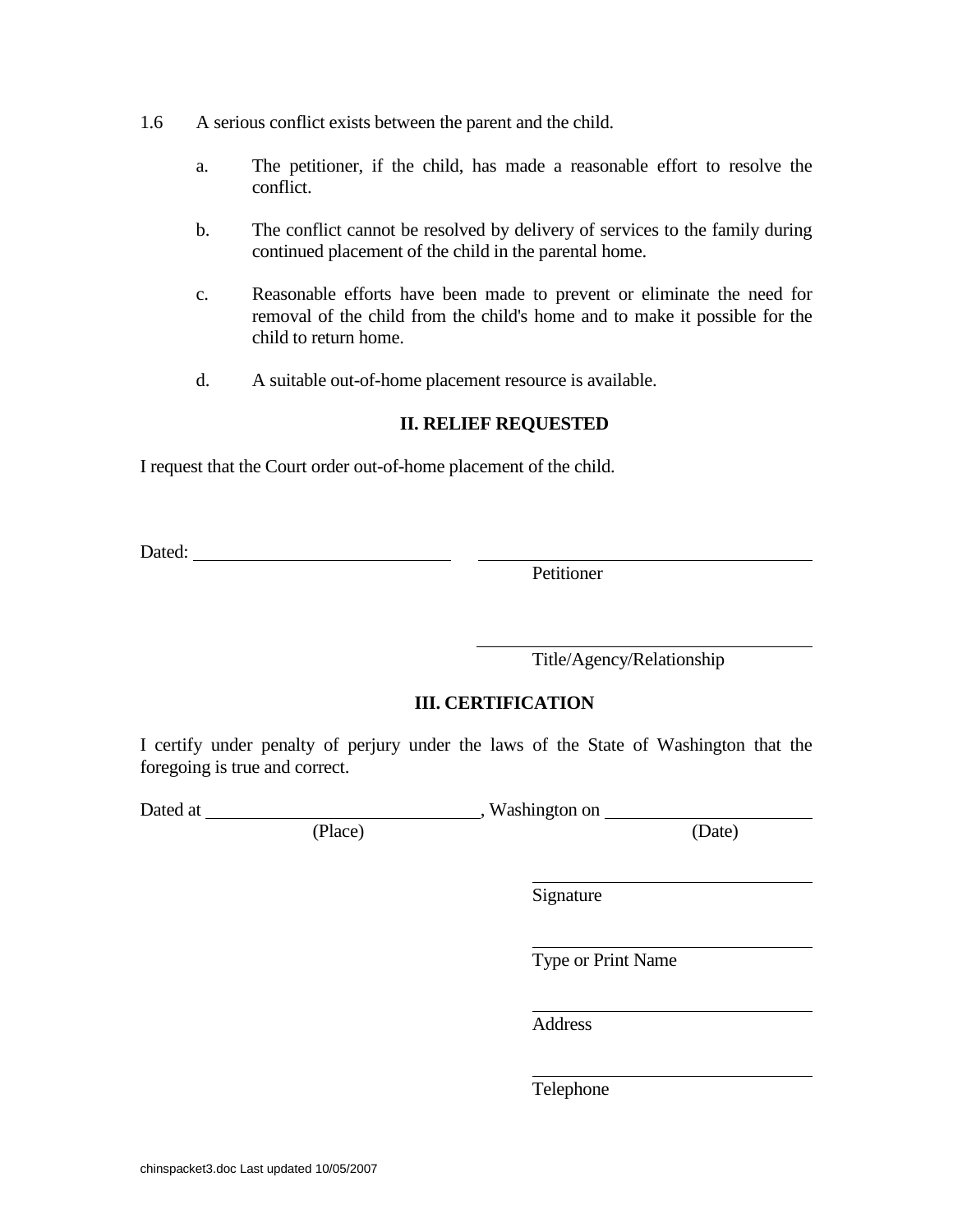1.6 A serious conflict exists between the parent and the child.

a. The petitioner, if the child, has made a reasonable effort to resolve the conflict.

b. The conflict cannot be resolved by delivery of services to the family during continued placement of the child in the parental home.

c. Reasonable efforts have been made to prevent or eliminate the need for removal of the child from the child's home and to make it possible for the child to return home.

d. A suitable out-of-home placement resource is available.

## II. RELIEF REQUESTED

I request that the Court order out-of-home placement of the child.

Dated: ____________________________ ____________________________________
Petitioner

____________________________________
Title/Agency/Relationship

## III. CERTIFICATION

I certify under penalty of perjury under the laws of the State of Washington that the foregoing is true and correct.

Dated at ______________________________, Washington on ______________________
(Place) (Date)

______________________________
Signature

______________________________
Type or Print Name

______________________________
Address

______________________________
Telephone

chinspacket3.doc Last updated 10/05/2007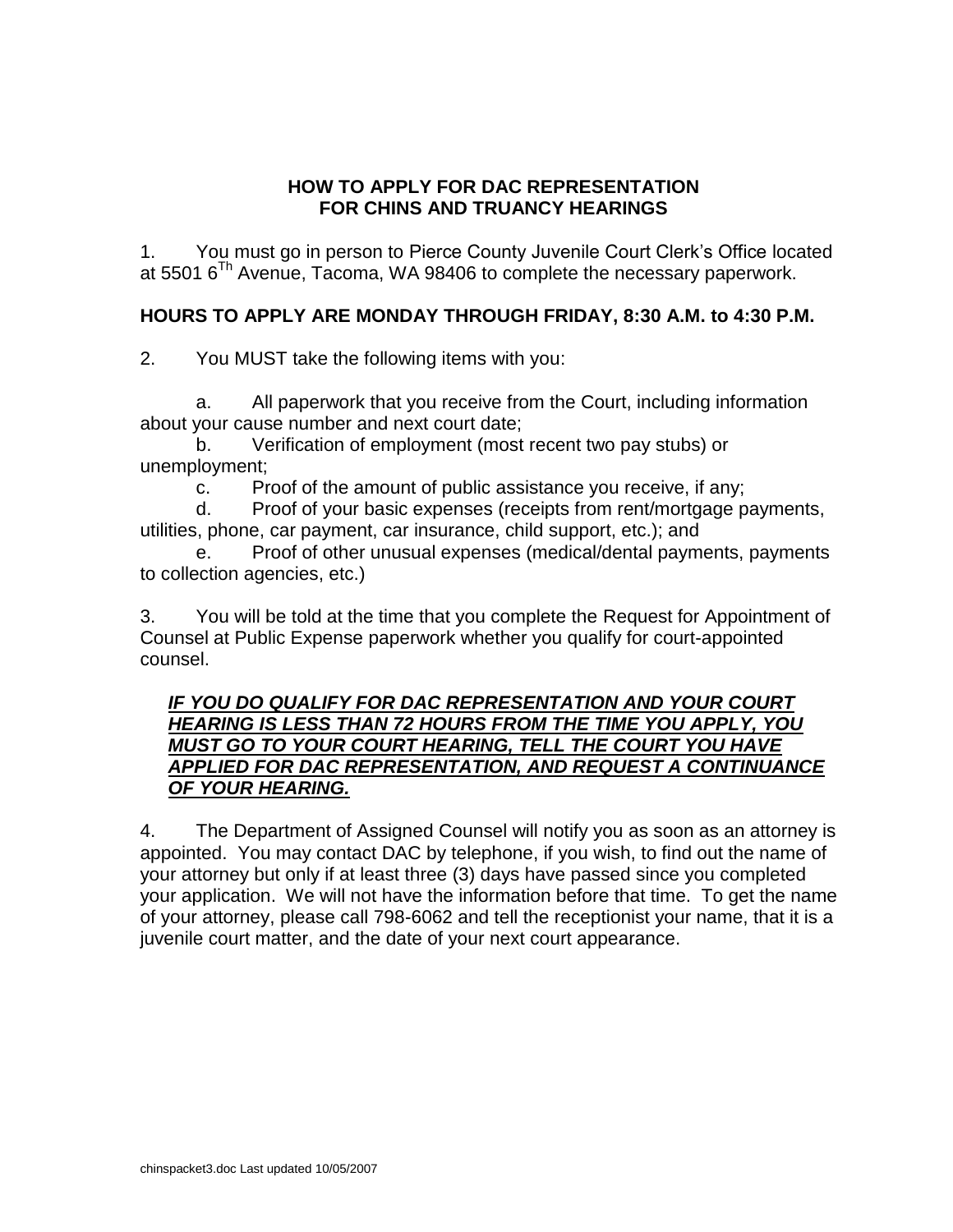## HOW TO APPLY FOR DAC REPRESENTATION FOR CHINS AND TRUANCY HEARINGS

1. You must go in person to Pierce County Juvenile Court Clerk's Office located at 5501 6Th Avenue, Tacoma, WA 98406 to complete the necessary paperwork.

**HOURS TO APPLY ARE MONDAY THROUGH FRIDAY, 8:30 A.M. to 4:30 P.M.**

2. You MUST take the following items with you:

   a. All paperwork that you receive from the Court, including information about your cause number and next court date;

   b. Verification of employment (most recent two pay stubs) or unemployment;

   c. Proof of the amount of public assistance you receive, if any;

   d. Proof of your basic expenses (receipts from rent/mortgage payments, utilities, phone, car payment, car insurance, child support, etc.); and

   e. Proof of other unusual expenses (medical/dental payments, payments to collection agencies, etc.)

3. You will be told at the time that you complete the Request for Appointment of Counsel at Public Expense paperwork whether you qualify for court-appointed counsel.

   ***<u>IF YOU DO QUALIFY FOR DAC REPRESENTATION AND YOUR COURT HEARING IS LESS THAN 72 HOURS FROM THE TIME YOU APPLY, YOU MUST GO TO YOUR COURT HEARING, TELL THE COURT YOU HAVE APPLIED FOR DAC REPRESENTATION, AND REQUEST A CONTINUANCE OF YOUR HEARING.</u>***

4. The Department of Assigned Counsel will notify you as soon as an attorney is appointed. You may contact DAC by telephone, if you wish, to find out the name of your attorney but only if at least three (3) days have passed since you completed your application. We will not have the information before that time. To get the name of your attorney, please call 798-6062 and tell the receptionist your name, that it is a juvenile court matter, and the date of your next court appearance.

chinspacket3.doc Last updated 10/05/2007